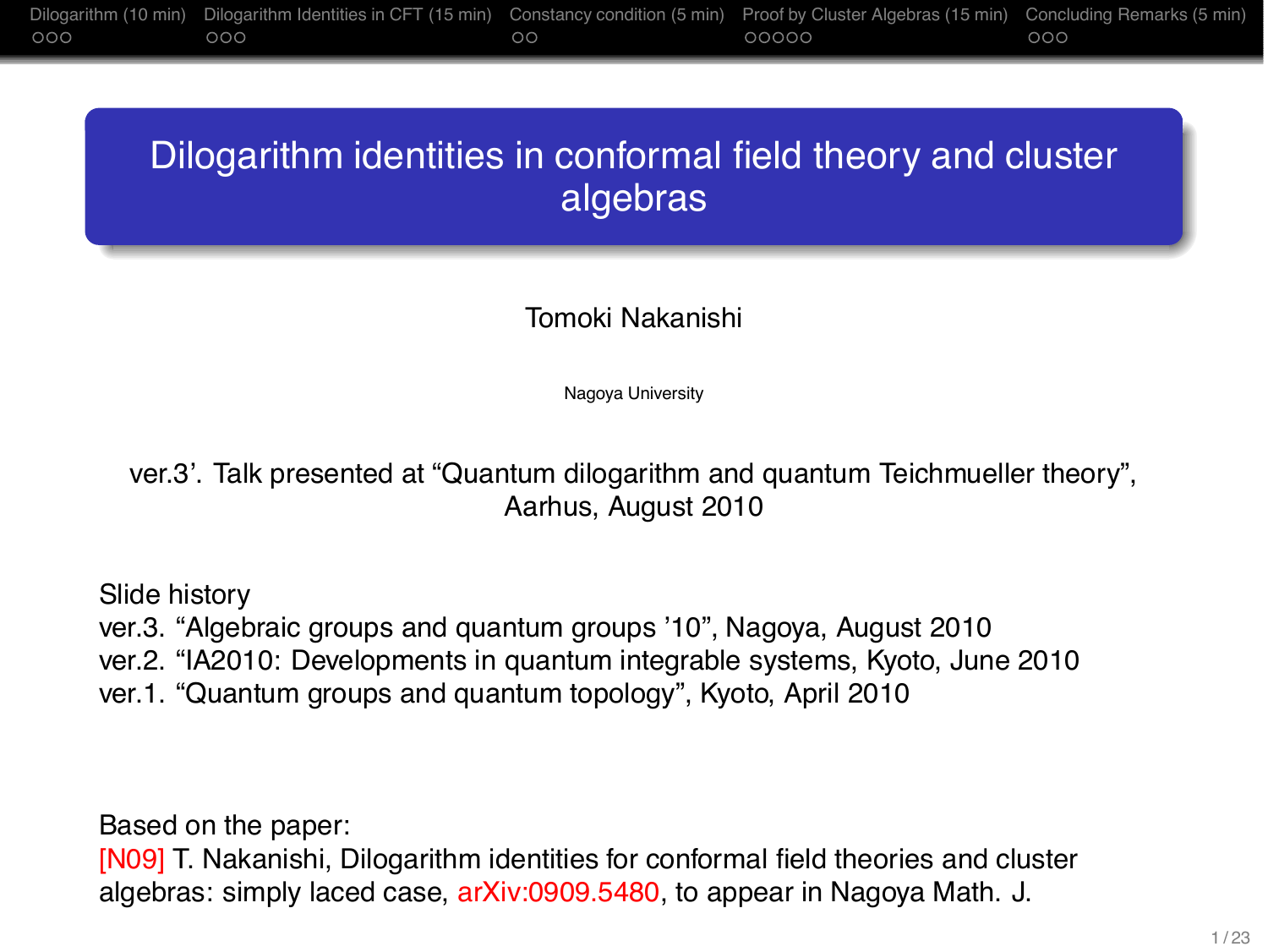# Dilogarithm identities in conformal field theory and cluster algebras

Tomoki Nakanishi

Nagoya University

ver.3’. Talk presented at “Quantum dilogarithm and quantum Teichmueller theory”, Aarhus, August 2010

Slide history
ver.3. “Algebraic groups and quantum groups ’10”, Nagoya, August 2010
ver.2. “IA2010: Developments in quantum integrable systems, Kyoto, June 2010
ver.1. “Quantum groups and quantum topology”, Kyoto, April 2010

Based on the paper:
[N09] T. Nakanishi, Dilogarithm identities for conformal field theories and cluster algebras: simply laced case, arXiv:0909.5480, to appear in Nagoya Math. J.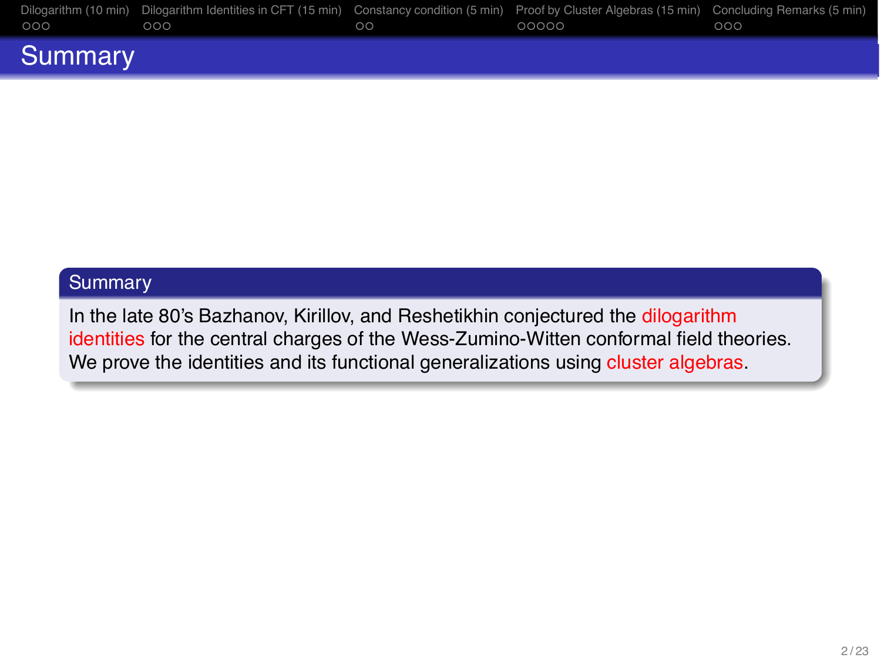# Summary

**Summary**

In the late 80's Bazhanov, Kirillov, and Reshetikhin conjectured the dilogarithm identities for the central charges of the Wess-Zumino-Witten conformal field theories. We prove the identities and its functional generalizations using cluster algebras.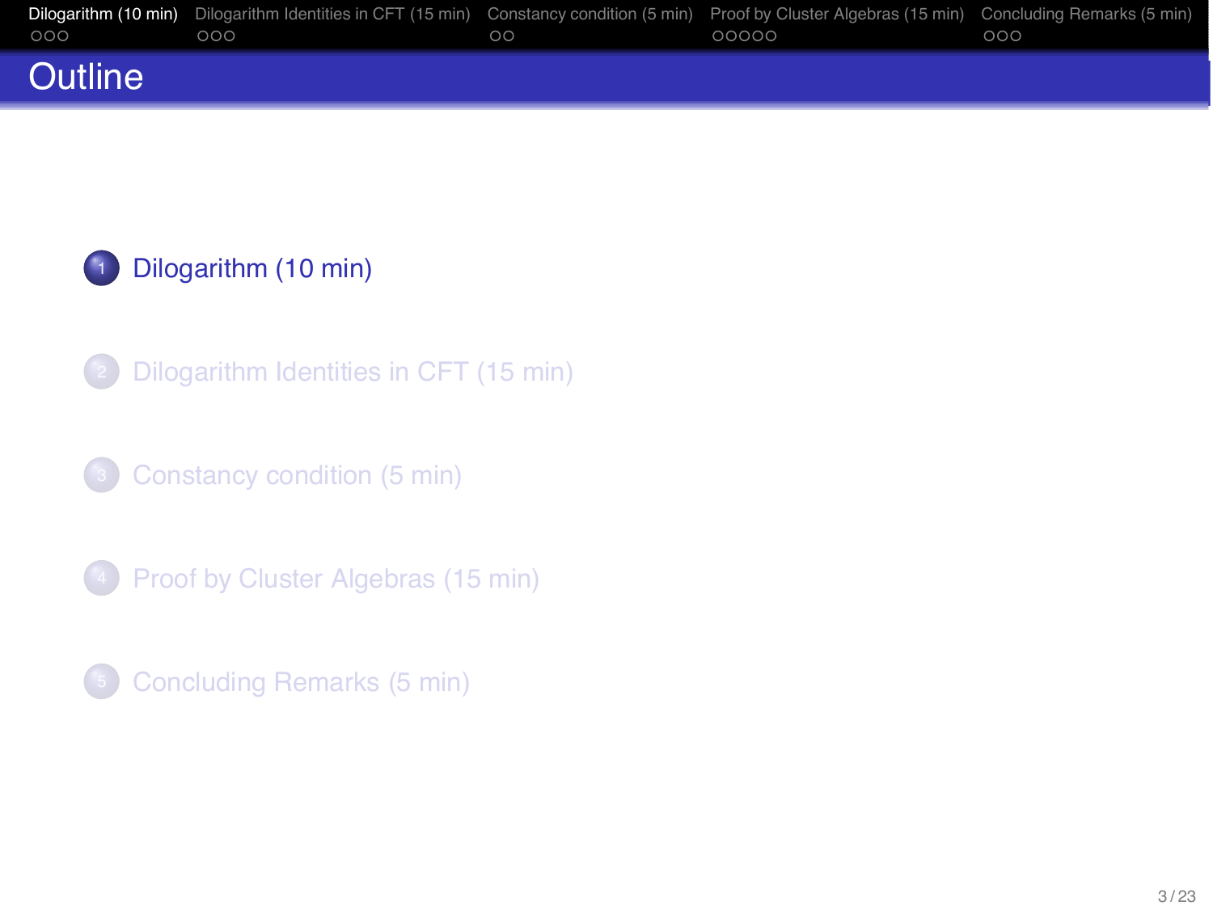# Outline

1. Dilogarithm (10 min)
2. Dilogarithm Identities in CFT (15 min)
3. Constancy condition (5 min)
4. Proof by Cluster Algebras (15 min)
5. Concluding Remarks (5 min)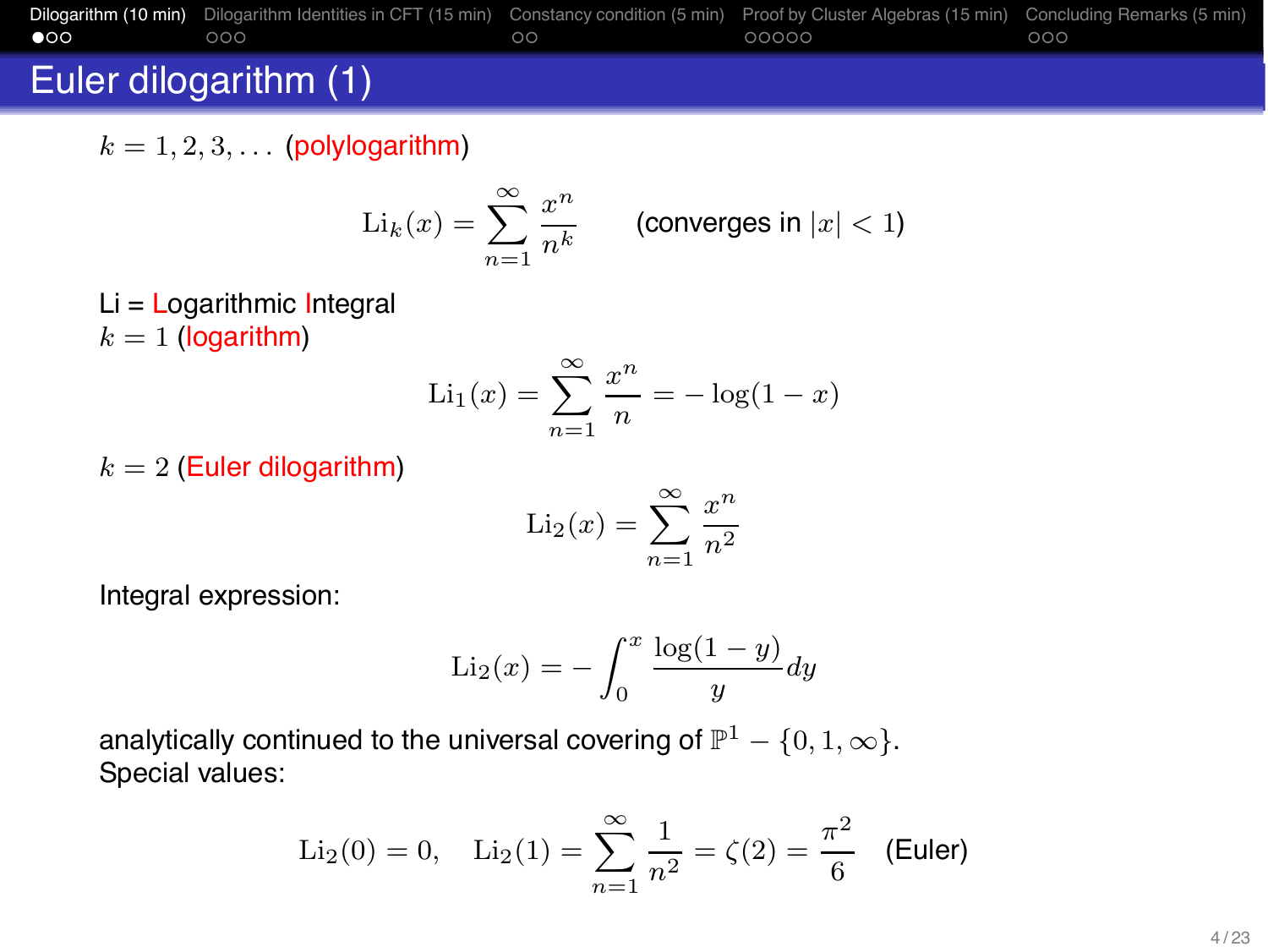# Euler dilogarithm (1)

$k = 1, 2, 3, \ldots$ (polylogarithm)

$$\mathrm{Li}_k(x) = \sum_{n=1}^{\infty} \frac{x^n}{n^k} \qquad \text{(converges in } |x| < 1\text{)}$$

Li = Logarithmic Integral
$k = 1$ (logarithm)

$$\mathrm{Li}_1(x) = \sum_{n=1}^{\infty} \frac{x^n}{n} = -\log(1 - x)$$

$k = 2$ (Euler dilogarithm)

$$\mathrm{Li}_2(x) = \sum_{n=1}^{\infty} \frac{x^n}{n^2}$$

Integral expression:

$$\mathrm{Li}_2(x) = -\int_0^x \frac{\log(1 - y)}{y} dy$$

analytically continued to the universal covering of $\mathbb{P}^1 - \{0, 1, \infty\}$.
Special values:

$$\mathrm{Li}_2(0) = 0, \quad \mathrm{Li}_2(1) = \sum_{n=1}^{\infty} \frac{1}{n^2} = \zeta(2) = \frac{\pi^2}{6} \quad \text{(Euler)}$$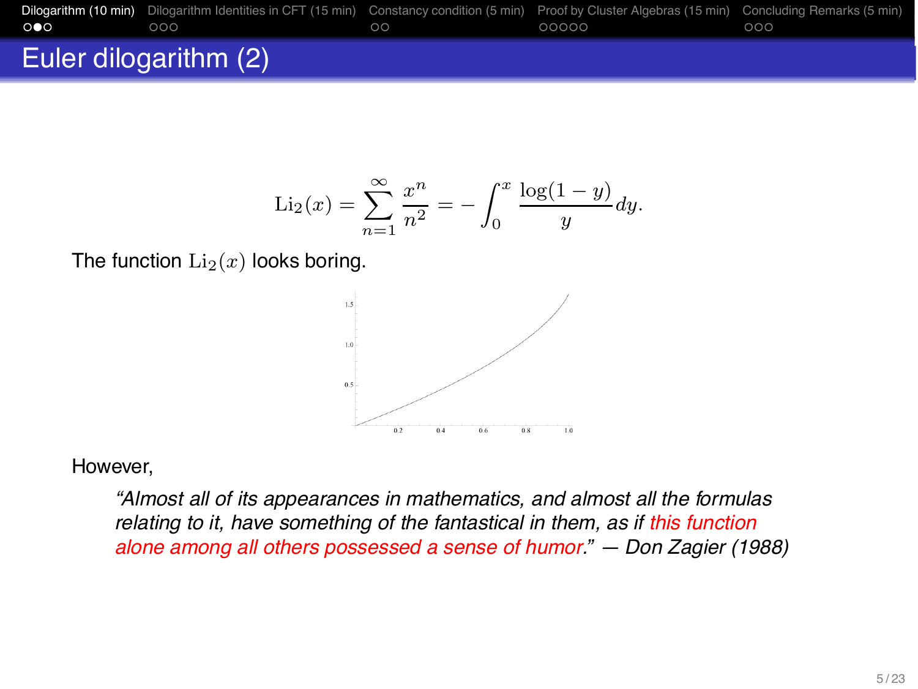# Euler dilogarithm (2)

$$\mathrm{Li}_2(x) = \sum_{n=1}^{\infty} \frac{x^n}{n^2} = -\int_0^x \frac{\log(1-y)}{y} dy.$$

The function $\mathrm{Li}_2(x)$ looks boring.

However,

> *"Almost all of its appearances in mathematics, and almost all the formulas relating to it, have something of the fantastical in them, as if this function alone among all others possessed a sense of humor." — Don Zagier (1988)*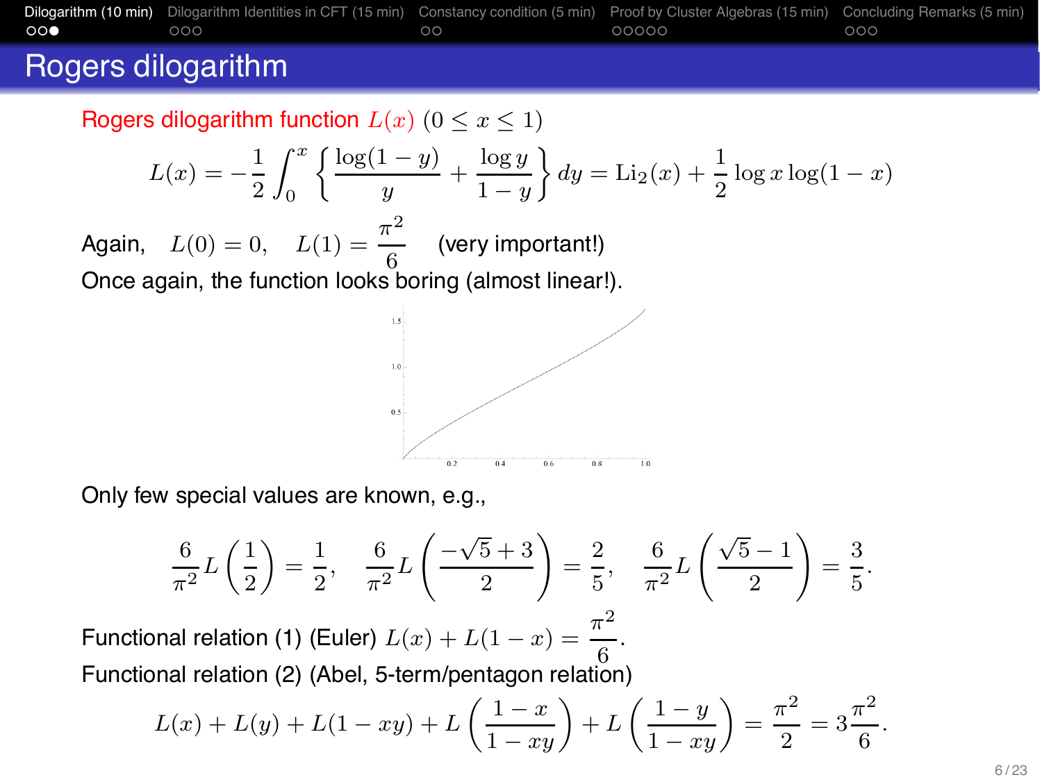# Rogers dilogarithm

Rogers dilogarithm function $L(x)$ $(0 \leq x \leq 1)$

$$L(x) = -\frac{1}{2} \int_0^x \left\{ \frac{\log(1-y)}{y} + \frac{\log y}{1-y} \right\} dy = \mathrm{Li}_2(x) + \frac{1}{2} \log x \log(1-x)$$

Again, $L(0) = 0, \quad L(1) = \dfrac{\pi^2}{6}$ (very important!)

Once again, the function looks boring (almost linear!).

Only few special values are known, e.g.,

$$\frac{6}{\pi^2} L\left(\frac{1}{2}\right) = \frac{1}{2}, \quad \frac{6}{\pi^2} L\left(\frac{-\sqrt{5}+3}{2}\right) = \frac{2}{5}, \quad \frac{6}{\pi^2} L\left(\frac{\sqrt{5}-1}{2}\right) = \frac{3}{5}.$$

Functional relation (1) (Euler) $L(x) + L(1-x) = \dfrac{\pi^2}{6}$.

Functional relation (2) (Abel, 5-term/pentagon relation)

$$L(x) + L(y) + L(1-xy) + L\left(\frac{1-x}{1-xy}\right) + L\left(\frac{1-y}{1-xy}\right) = \frac{\pi^2}{2} = 3\frac{\pi^2}{6}.$$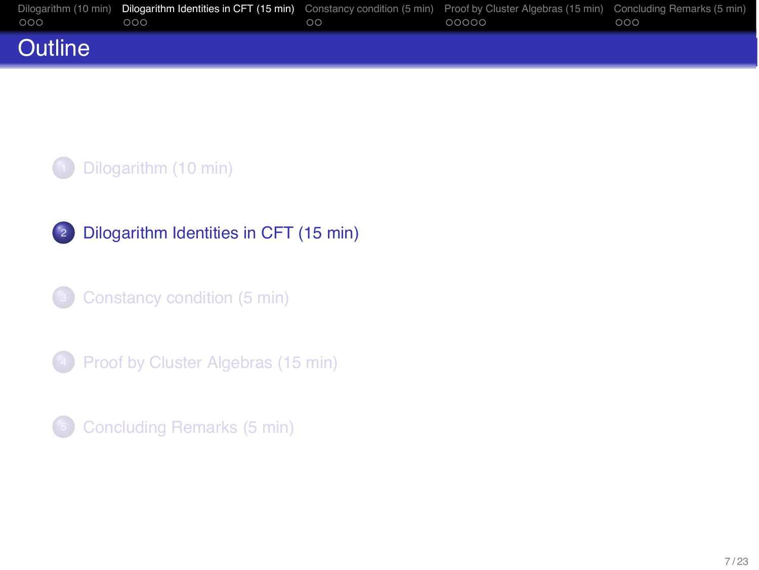# Outline

1. Dilogarithm (10 min)
2. Dilogarithm Identities in CFT (15 min)
3. Constancy condition (5 min)
4. Proof by Cluster Algebras (15 min)
5. Concluding Remarks (5 min)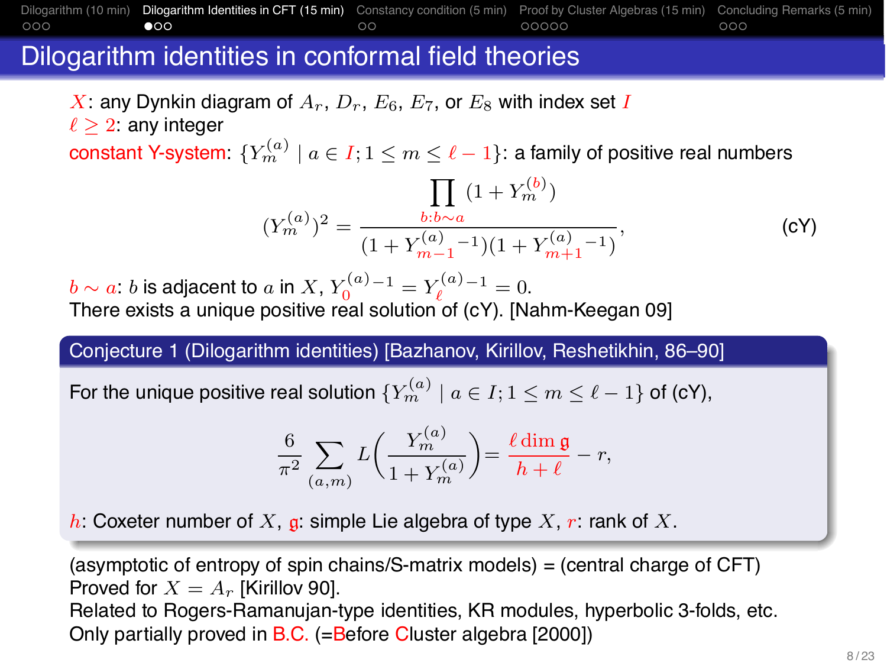# Dilogarithm identities in conformal field theories

$X$: any Dynkin diagram of $A_r$, $D_r$, $E_6$, $E_7$, or $E_8$ with index set $I$
$\ell \geq 2$: any integer
constant Y-system: $\{Y_m^{(a)} \mid a \in I; 1 \leq m \leq \ell - 1\}$: a family of positive real numbers

$$(Y_m^{(a)})^2 = \frac{\prod_{b:b\sim a} (1 + Y_m^{(b)})}{(1 + Y_{m-1}^{(a)}{}^{-1})(1 + Y_{m+1}^{(a)}{}^{-1})}, \qquad \text{(cY)}$$

$b \sim a$: $b$ is adjacent to $a$ in $X$, $Y_0^{(a)-1} = Y_\ell^{(a)-1} = 0$.
There exists a unique positive real solution of (cY). [Nahm-Keegan 09]

**Conjecture 1 (Dilogarithm identities) [Bazhanov, Kirillov, Reshetikhin, 86–90]**

For the unique positive real solution $\{Y_m^{(a)} \mid a \in I; 1 \leq m \leq \ell - 1\}$ of (cY),

$$\frac{6}{\pi^2} \sum_{(a,m)} L\left(\frac{Y_m^{(a)}}{1 + Y_m^{(a)}}\right) = \frac{\ell \dim \mathfrak{g}}{h + \ell} - r,$$

$h$: Coxeter number of $X$, $\mathfrak{g}$: simple Lie algebra of type $X$, $r$: rank of $X$.

(asymptotic of entropy of spin chains/S-matrix models) = (central charge of CFT)
Proved for $X = A_r$ [Kirillov 90].
Related to Rogers-Ramanujan-type identities, KR modules, hyperbolic 3-folds, etc.
Only partially proved in B.C. (=Before Cluster algebra [2000])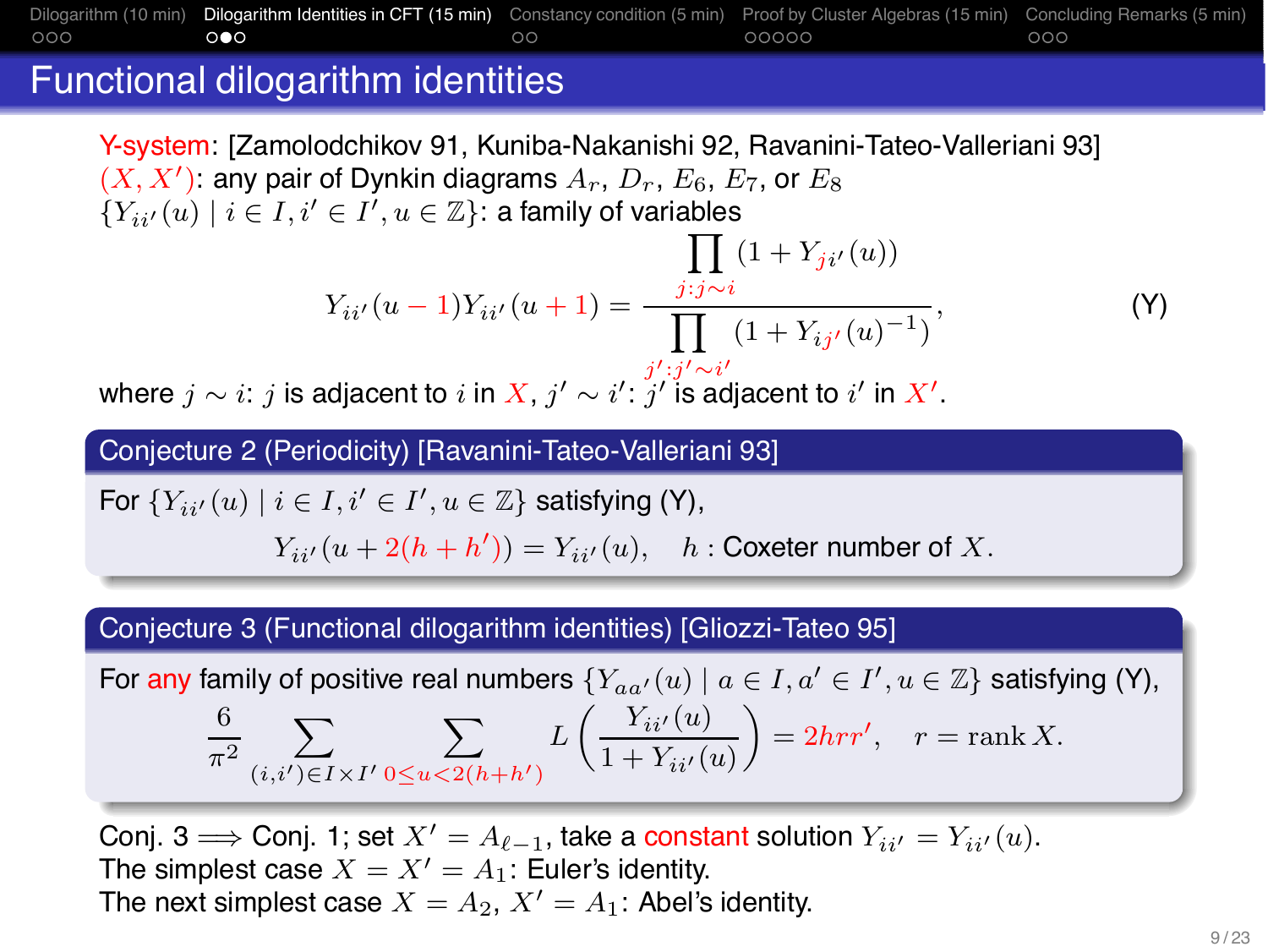# Functional dilogarithm identities

Y-system: [Zamolodchikov 91, Kuniba-Nakanishi 92, Ravanini-Tateo-Valleriani 93]
$(X, X')$: any pair of Dynkin diagrams $A_r$, $D_r$, $E_6$, $E_7$, or $E_8$
$\{Y_{ii'}(u) \mid i \in I, i' \in I', u \in \mathbb{Z}\}$: a family of variables

$$Y_{ii'}(u-1)Y_{ii'}(u+1) = \frac{\prod_{j : j \sim i} (1 + Y_{ji'}(u))}{\prod_{j' : j' \sim i'} (1 + Y_{ij'}(u)^{-1})}, \qquad \text{(Y)}$$

where $j \sim i$: $j$ is adjacent to $i$ in $X$, $j' \sim i'$: $j'$ is adjacent to $i'$ in $X'$.

**Conjecture 2 (Periodicity) [Ravanini-Tateo-Valleriani 93]**

For $\{Y_{ii'}(u) \mid i \in I, i' \in I', u \in \mathbb{Z}\}$ satisfying (Y),

$$Y_{ii'}(u + 2(h + h')) = Y_{ii'}(u), \quad h : \text{Coxeter number of } X.$$

**Conjecture 3 (Functional dilogarithm identities) [Gliozzi-Tateo 95]**

For any family of positive real numbers $\{Y_{aa'}(u) \mid a \in I, a' \in I', u \in \mathbb{Z}\}$ satisfying (Y),

$$\frac{6}{\pi^2} \sum_{(i,i') \in I \times I'} \sum_{0 \le u < 2(h+h')} L\left(\frac{Y_{ii'}(u)}{1 + Y_{ii'}(u)}\right) = 2hrr', \quad r = \operatorname{rank} X.$$

Conj. 3 $\Longrightarrow$ Conj. 1; set $X' = A_{\ell-1}$, take a constant solution $Y_{ii'} = Y_{ii'}(u)$.
The simplest case $X = X' = A_1$: Euler's identity.
The next simplest case $X = A_2$, $X' = A_1$: Abel's identity.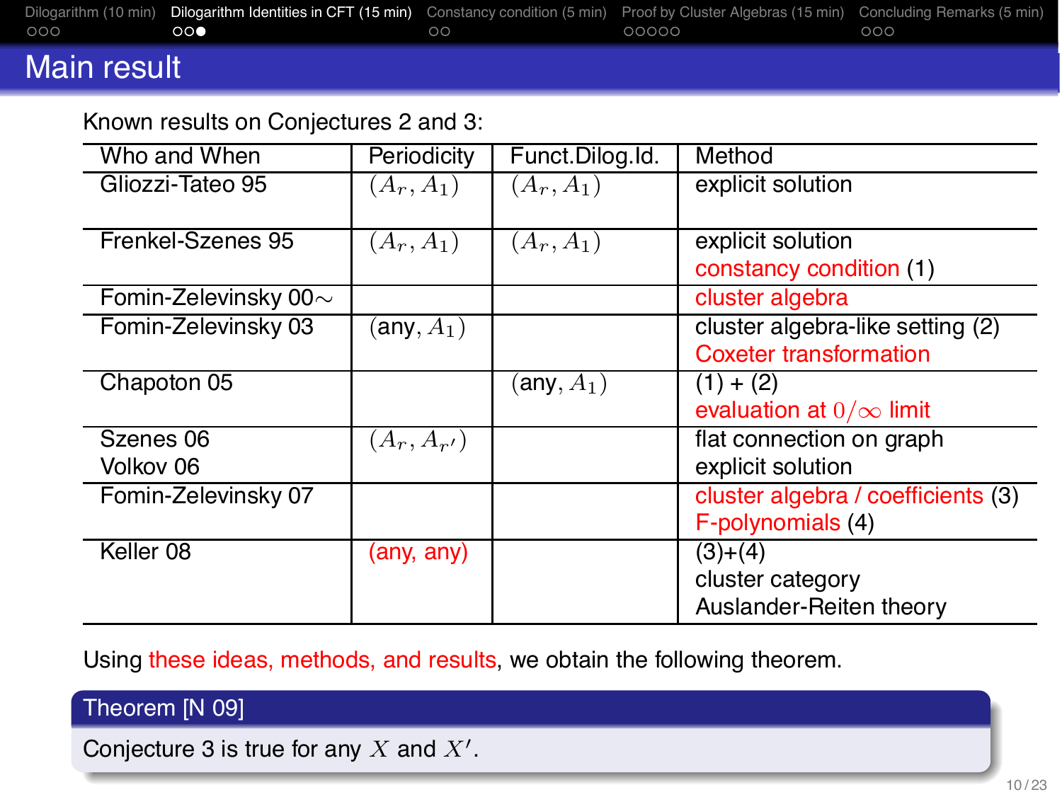# Main result

Known results on Conjectures 2 and 3:

| Who and When | Periodicity | Funct.Dilog.Id. | Method |
|---|---|---|---|
| Gliozzi-Tateo 95 | $(A_r, A_1)$ | $(A_r, A_1)$ | explicit solution |
| Frenkel-Szenes 95 | $(A_r, A_1)$ | $(A_r, A_1)$ | explicit solution<br>constancy condition (1) |
| Fomin-Zelevinsky 00∼ | | | cluster algebra |
| Fomin-Zelevinsky 03 | (any, $A_1$) | | cluster algebra-like setting (2)<br>Coxeter transformation |
| Chapoton 05 | | (any, $A_1$) | (1) + (2)<br>evaluation at $0/\infty$ limit |
| Szenes 06<br>Volkov 06 | $(A_r, A_{r'})$ | | flat connection on graph<br>explicit solution |
| Fomin-Zelevinsky 07 | | | cluster algebra / coefficients (3)<br>F-polynomials (4) |
| Keller 08 | (any, any) | | (3)+(4)<br>cluster category<br>Auslander-Reiten theory |

Using these ideas, methods, and results, we obtain the following theorem.

**Theorem [N 09]**

Conjecture 3 is true for any $X$ and $X'$.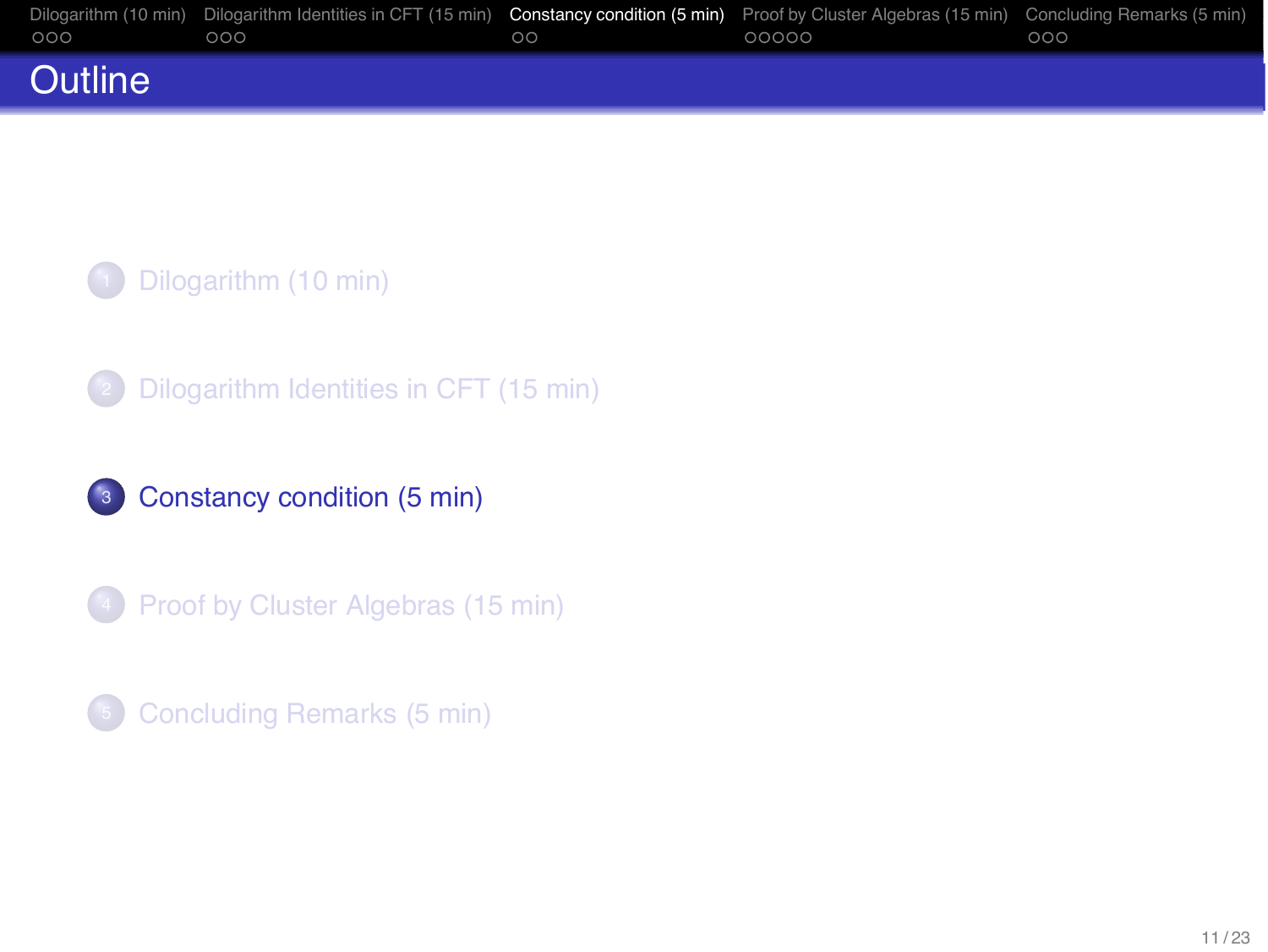# Outline

1. Dilogarithm (10 min)
2. Dilogarithm Identities in CFT (15 min)
3. **Constancy condition (5 min)**
4. Proof by Cluster Algebras (15 min)
5. Concluding Remarks (5 min)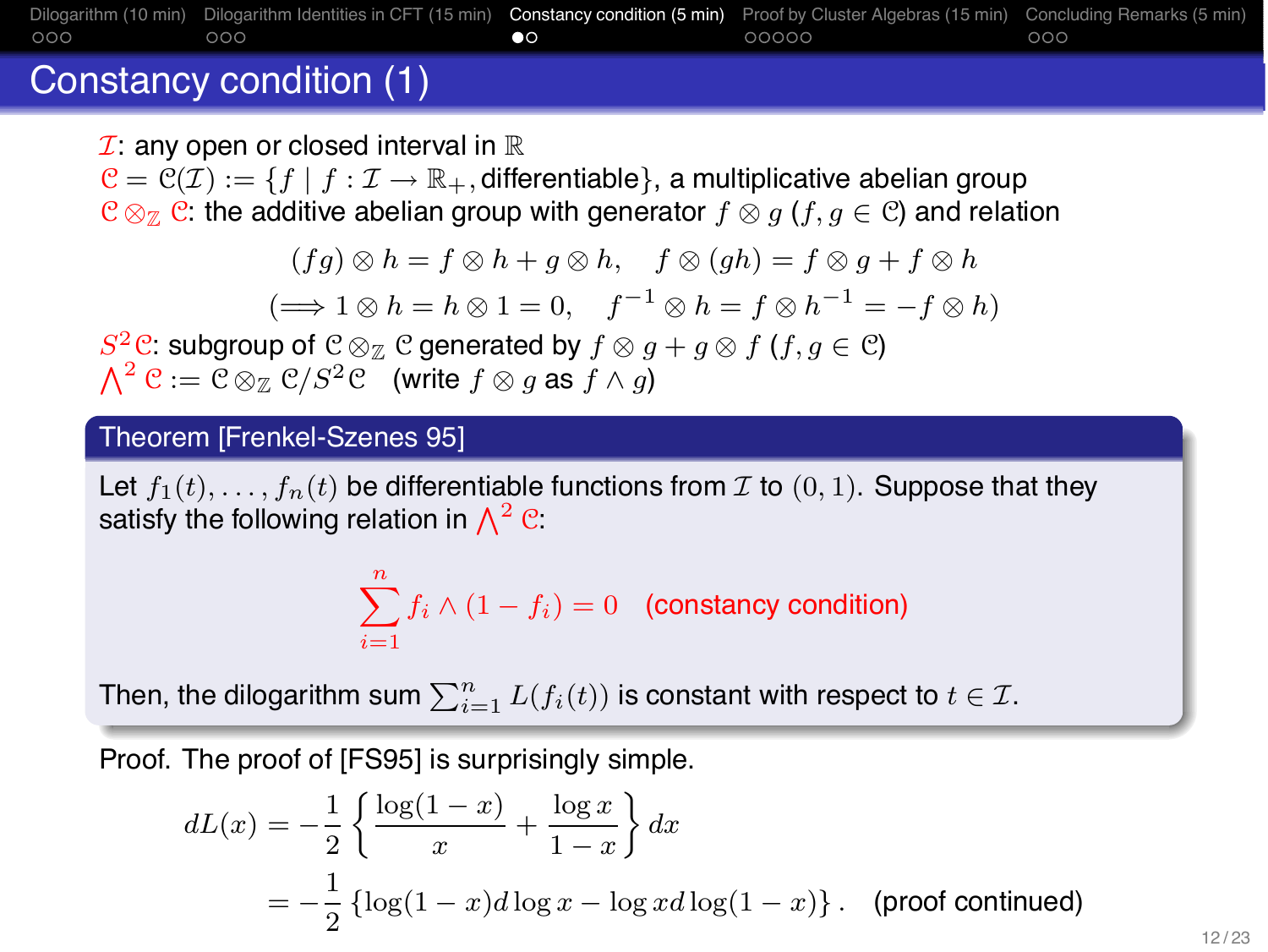# Constancy condition (1)

$\mathcal{I}$: any open or closed interval in $\mathbb{R}$

$\mathcal{C} = \mathcal{C}(\mathcal{I}) := \{f \mid f : \mathcal{I} \to \mathbb{R}_+, \text{differentiable}\}$, a multiplicative abelian group

$\mathcal{C} \otimes_{\mathbb{Z}} \mathcal{C}$: the additive abelian group with generator $f \otimes g$ ($f, g \in \mathcal{C}$) and relation

$$(fg) \otimes h = f \otimes h + g \otimes h, \quad f \otimes (gh) = f \otimes g + f \otimes h$$

$$(\Longrightarrow 1 \otimes h = h \otimes 1 = 0, \quad f^{-1} \otimes h = f \otimes h^{-1} = -f \otimes h)$$

$S^2\mathcal{C}$: subgroup of $\mathcal{C} \otimes_{\mathbb{Z}} \mathcal{C}$ generated by $f \otimes g + g \otimes f$ ($f, g \in \mathcal{C}$)

$\bigwedge^2 \mathcal{C} := \mathcal{C} \otimes_{\mathbb{Z}} \mathcal{C}/S^2\mathcal{C}$ (write $f \otimes g$ as $f \wedge g$)

**Theorem [Frenkel-Szenes 95]**

Let $f_1(t), \dots, f_n(t)$ be differentiable functions from $\mathcal{I}$ to $(0, 1)$. Suppose that they satisfy the following relation in $\bigwedge^2 \mathcal{C}$:

$$\sum_{i=1}^{n} f_i \wedge (1 - f_i) = 0 \quad \text{(constancy condition)}$$

Then, the dilogarithm sum $\sum_{i=1}^{n} L(f_i(t))$ is constant with respect to $t \in \mathcal{I}$.

Proof. The proof of [FS95] is surprisingly simple.

$$\begin{aligned} dL(x) &= -\frac{1}{2} \left\{ \frac{\log(1-x)}{x} + \frac{\log x}{1-x} \right\} dx \\ &= -\frac{1}{2} \left\{ \log(1-x) d \log x - \log x d \log(1-x) \right\}. \quad \text{(proof continued)} \end{aligned}$$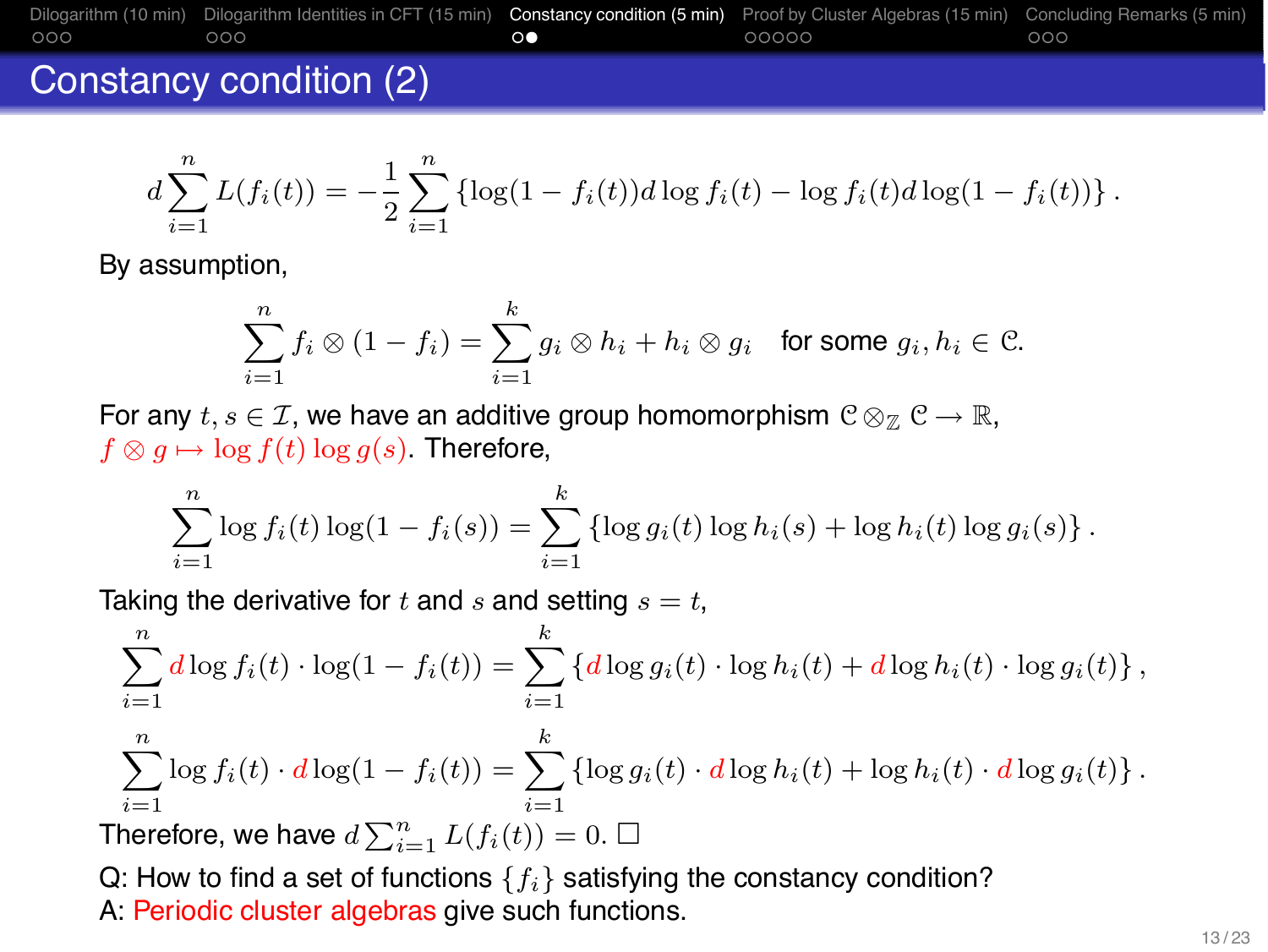# Constancy condition (2)

$$d\sum_{i=1}^{n} L(f_i(t)) = -\frac{1}{2}\sum_{i=1}^{n} \left\{\log(1-f_i(t)) d\log f_i(t) - \log f_i(t) d\log(1-f_i(t))\right\}.$$

By assumption,

$$\sum_{i=1}^{n} f_i \otimes (1-f_i) = \sum_{i=1}^{k} g_i \otimes h_i + h_i \otimes g_i \quad \text{for some } g_i, h_i \in \mathcal{C}.$$

For any $t, s \in \mathcal{I}$, we have an additive group homomorphism $\mathcal{C} \otimes_{\mathbb{Z}} \mathcal{C} \to \mathbb{R}$, $f \otimes g \mapsto \log f(t) \log g(s)$. Therefore,

$$\sum_{i=1}^{n} \log f_i(t) \log(1-f_i(s)) = \sum_{i=1}^{k} \left\{\log g_i(t) \log h_i(s) + \log h_i(t) \log g_i(s)\right\}.$$

Taking the derivative for $t$ and $s$ and setting $s = t$,

$$\sum_{i=1}^{n} d\log f_i(t) \cdot \log(1-f_i(t)) = \sum_{i=1}^{k} \left\{d\log g_i(t) \cdot \log h_i(t) + d\log h_i(t) \cdot \log g_i(t)\right\},$$

$$\sum_{i=1}^{n} \log f_i(t) \cdot d\log(1-f_i(t)) = \sum_{i=1}^{k} \left\{\log g_i(t) \cdot d\log h_i(t) + \log h_i(t) \cdot d\log g_i(t)\right\}.$$

Therefore, we have $d\sum_{i=1}^{n} L(f_i(t)) = 0$. □

Q: How to find a set of functions $\{f_i\}$ satisfying the constancy condition?
A: Periodic cluster algebras give such functions.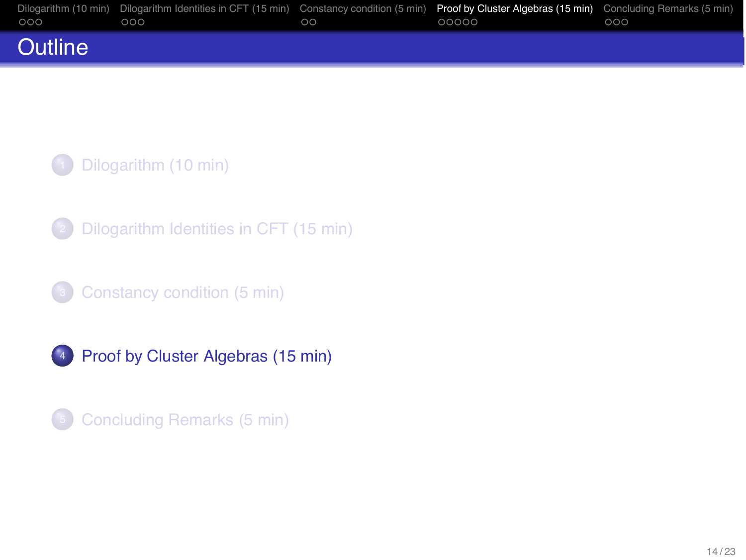# Outline

1. Dilogarithm (10 min)
2. Dilogarithm Identities in CFT (15 min)
3. Constancy condition (5 min)
4. Proof by Cluster Algebras (15 min)
5. Concluding Remarks (5 min)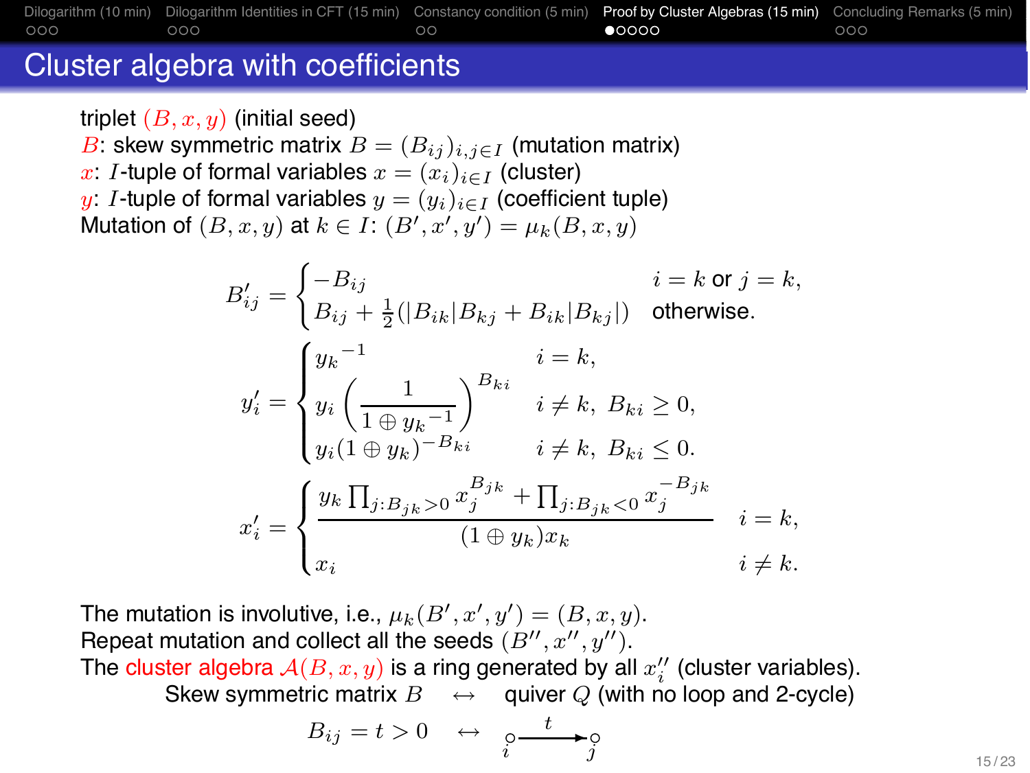# Cluster algebra with coefficients

triplet $(B, x, y)$ (initial seed)
$B$: skew symmetric matrix $B = (B_{ij})_{i,j \in I}$ (mutation matrix)
$x$: $I$-tuple of formal variables $x = (x_i)_{i \in I}$ (cluster)
$y$: $I$-tuple of formal variables $y = (y_i)_{i \in I}$ (coefficient tuple)
Mutation of $(B, x, y)$ at $k \in I$: $(B', x', y') = \mu_k(B, x, y)$

$$B'_{ij} = \begin{cases} -B_{ij} & i = k \text{ or } j = k, \\ B_{ij} + \frac{1}{2}(|B_{ik}|B_{kj} + B_{ik}|B_{kj}|) & \text{otherwise.} \end{cases}$$

$$y'_i = \begin{cases} {y_k}^{-1} & i = k, \\ y_i \left( \dfrac{1}{1 \oplus {y_k}^{-1}} \right)^{B_{ki}} & i \neq k,\ B_{ki} \geq 0, \\ y_i (1 \oplus y_k)^{-B_{ki}} & i \neq k,\ B_{ki} \leq 0. \end{cases}$$

$$x'_i = \begin{cases} \dfrac{y_k \prod_{j : B_{jk} > 0} x_j^{B_{jk}} + \prod_{j : B_{jk} < 0} x_j^{-B_{jk}}}{(1 \oplus y_k) x_k} & i = k, \\ x_i & i \neq k. \end{cases}$$

The mutation is involutive, i.e., $\mu_k(B', x', y') = (B, x, y)$.
Repeat mutation and collect all the seeds $(B'', x'', y'')$.
The cluster algebra $\mathcal{A}(B, x, y)$ is a ring generated by all $x''_i$ (cluster variables).

Skew symmetric matrix $B$ $\leftrightarrow$ quiver $Q$ (with no loop and 2-cycle)

$$B_{ij} = t > 0 \quad \leftrightarrow \quad \underset{i}{\circ} \xrightarrow{\ t\ } \underset{j}{\circ}$$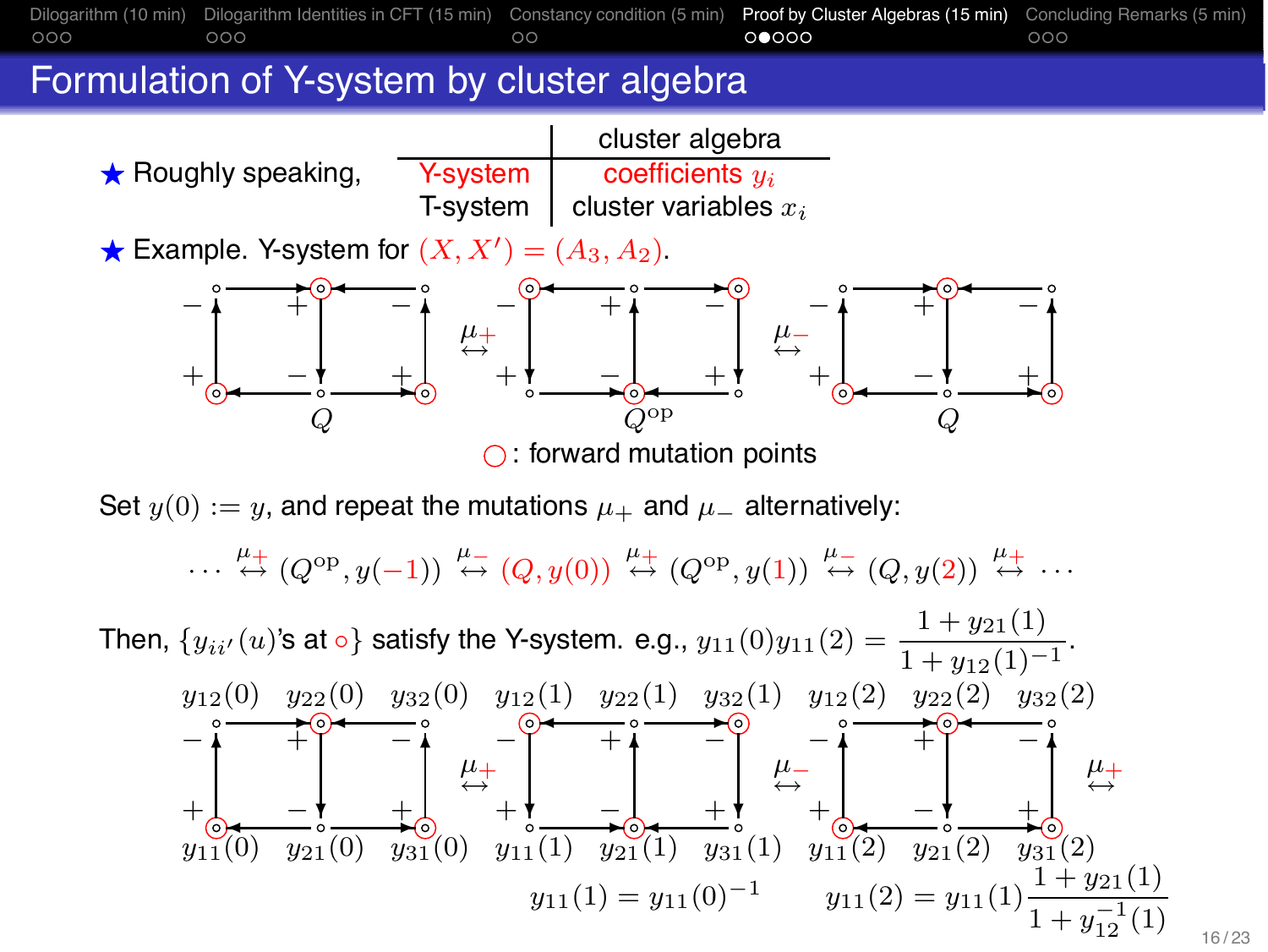# Formulation of Y-system by cluster algebra

★ Roughly speaking,

| | cluster algebra |
|---|---|
| Y-system | coefficients $y_i$ |
| T-system | cluster variables $x_i$ |

★ Example. Y-system for $(X, X') = (A_3, A_2)$.

$$Q \overset{\mu_+}{\leftrightarrow} Q^{\mathrm{op}} \overset{\mu_-}{\leftrightarrow} Q$$

○: forward mutation points

Set $y(0) := y$, and repeat the mutations $\mu_+$ and $\mu_-$ alternatively:

$$\cdots \overset{\mu_+}{\leftrightarrow} (Q^{\mathrm{op}}, y(-1)) \overset{\mu_-}{\leftrightarrow} (Q, y(0)) \overset{\mu_+}{\leftrightarrow} (Q^{\mathrm{op}}, y(1)) \overset{\mu_-}{\leftrightarrow} (Q, y(2)) \overset{\mu_+}{\leftrightarrow} \cdots$$

Then, $\{y_{ii'}(u)$'s at ∘$\}$ satisfy the Y-system. e.g., $y_{11}(0)y_{11}(2) = \dfrac{1 + y_{21}(1)}{1 + y_{12}(1)^{-1}}$.

$y_{12}(0)$ $y_{22}(0)$ $y_{32}(0)$ / $y_{11}(0)$ $y_{21}(0)$ $y_{31}(0)$ $\overset{\mu_+}{\leftrightarrow}$ $y_{12}(1)$ $y_{22}(1)$ $y_{32}(1)$ / $y_{11}(1)$ $y_{21}(1)$ $y_{31}(1)$ $\overset{\mu_-}{\leftrightarrow}$ $y_{12}(2)$ $y_{22}(2)$ $y_{32}(2)$ / $y_{11}(2)$ $y_{21}(2)$ $y_{31}(2)$ $\overset{\mu_+}{\leftrightarrow}$

$$y_{11}(1) = y_{11}(0)^{-1} \qquad y_{11}(2) = y_{11}(1)\frac{1 + y_{21}(1)}{1 + y_{12}^{-1}(1)}$$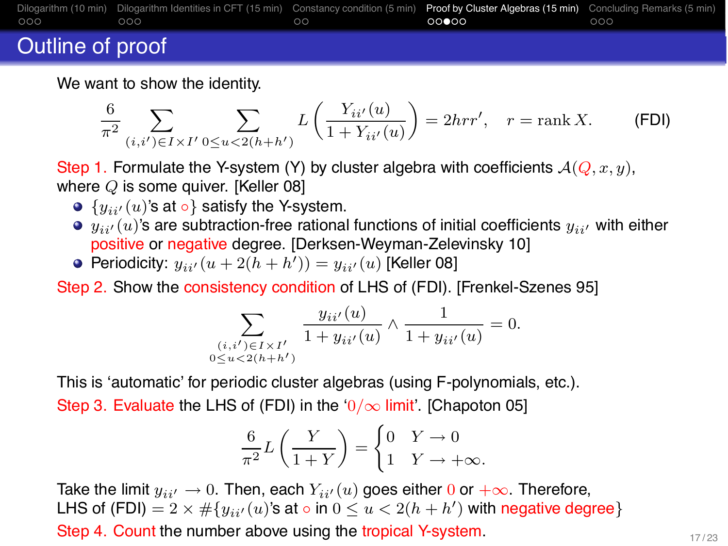# Outline of proof

We want to show the identity.

$$\frac{6}{\pi^2} \sum_{(i,i')\in I\times I'} \sum_{0\le u<2(h+h')} L\left(\frac{Y_{ii'}(u)}{1+Y_{ii'}(u)}\right) = 2hrr', \quad r = \operatorname{rank} X. \qquad \text{(FDI)}$$

Step 1. Formulate the Y-system (Y) by cluster algebra with coefficients $\mathcal{A}(Q, x, y)$, where $Q$ is some quiver. [Keller 08]

- $\{y_{ii'}(u)$'s at $\circ\}$ satisfy the Y-system.
- $y_{ii'}(u)$'s are subtraction-free rational functions of initial coefficients $y_{ii'}$ with either positive or negative degree. [Derksen-Weyman-Zelevinsky 10]
- Periodicity: $y_{ii'}(u + 2(h+h')) = y_{ii'}(u)$ [Keller 08]

Step 2. Show the consistency condition of LHS of (FDI). [Frenkel-Szenes 95]

$$\sum_{\substack{(i,i')\in I\times I' \\ 0\le u<2(h+h')}} \frac{y_{ii'}(u)}{1+y_{ii'}(u)} \wedge \frac{1}{1+y_{ii'}(u)} = 0.$$

This is 'automatic' for periodic cluster algebras (using F-polynomials, etc.).

Step 3. Evaluate the LHS of (FDI) in the '$0/\infty$ limit'. [Chapoton 05]

$$\frac{6}{\pi^2} L\left(\frac{Y}{1+Y}\right) = \begin{cases} 0 & Y \to 0 \\ 1 & Y \to +\infty. \end{cases}$$

Take the limit $y_{ii'} \to 0$. Then, each $Y_{ii'}(u)$ goes either $0$ or $+\infty$. Therefore, LHS of (FDI) $= 2 \times \#\{y_{ii'}(u)$'s at $\circ$ in $0 \le u < 2(h+h')$ with negative degree$\}$

Step 4. Count the number above using the tropical Y-system.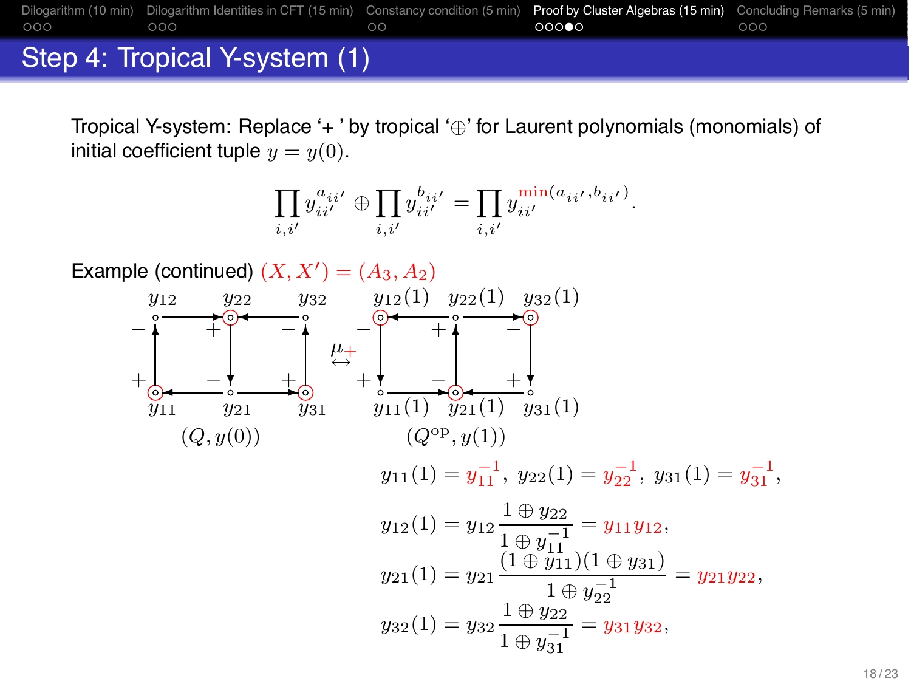# Step 4: Tropical Y-system (1)

Tropical Y-system: Replace '+ ' by tropical '$\oplus$' for Laurent polynomials (monomials) of initial coefficient tuple $y = y(0)$.

$$\prod_{i,i'} y_{ii'}^{a_{ii'}} \oplus \prod_{i,i'} y_{ii'}^{b_{ii'}} = \prod_{i,i'} y_{ii'}^{\min(a_{ii'},b_{ii'})}.$$

Example (continued) $(X, X') = (A_3, A_2)$

$(Q, y(0))$ $\overset{\mu_+}{\leftrightarrow}$ $(Q^{\mathrm{op}}, y(1))$

$$y_{11}(1) = y_{11}^{-1},\ y_{22}(1) = y_{22}^{-1},\ y_{31}(1) = y_{31}^{-1},$$

$$y_{12}(1) = y_{12}\frac{1 \oplus y_{22}}{1 \oplus y_{11}^{-1}} = y_{11}y_{12},$$

$$y_{21}(1) = y_{21}\frac{(1 \oplus y_{11})(1 \oplus y_{31})}{1 \oplus y_{22}^{-1}} = y_{21}y_{22},$$

$$y_{32}(1) = y_{32}\frac{1 \oplus y_{22}}{1 \oplus y_{31}^{-1}} = y_{31}y_{32},$$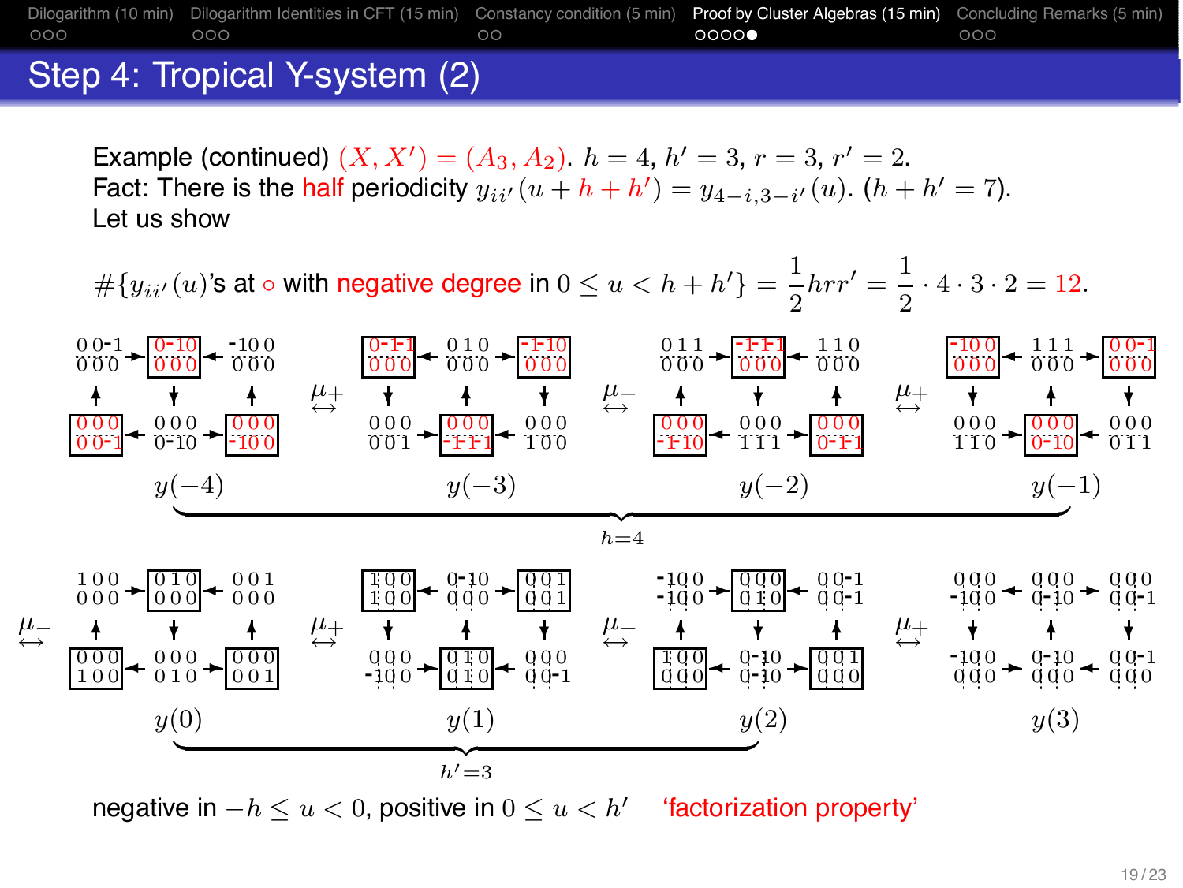## Step 4: Tropical Y-system (2)

Example (continued) $(X, X') = (A_3, A_2)$. $h = 4$, $h' = 3$, $r = 3$, $r' = 2$.
Fact: There is the half periodicity $y_{ii'}(u + h + h') = y_{4-i,3-i'}(u)$. ($h + h' = 7$).
Let us show

$$\#\{y_{ii'}(u)\text{'s at} \circ \text{ with negative degree in } 0 \le u < h + h'\} = \frac{1}{2}hrr' = \frac{1}{2} \cdot 4 \cdot 3 \cdot 2 = 12.$$

$y(-4) \overset{\mu_+}{\leftrightarrow} y(-3) \overset{\mu_-}{\leftrightarrow} y(-2) \overset{\mu_+}{\leftrightarrow} y(-1)$ ($h=4$)

$\overset{\mu_-}{\leftrightarrow} y(0) \overset{\mu_+}{\leftrightarrow} y(1) \overset{\mu_-}{\leftrightarrow} y(2) \overset{\mu_+}{\leftrightarrow} y(3)$ ($h'=3$)

negative in $-h \le u < 0$, positive in $0 \le u < h'$ 'factorization property'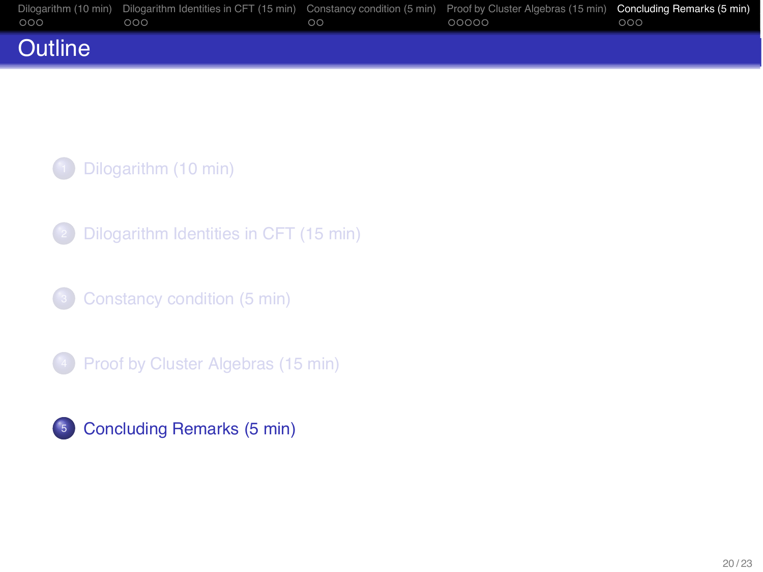# Outline

1. Dilogarithm (10 min)
2. Dilogarithm Identities in CFT (15 min)
3. Constancy condition (5 min)
4. Proof by Cluster Algebras (15 min)
5. **Concluding Remarks (5 min)**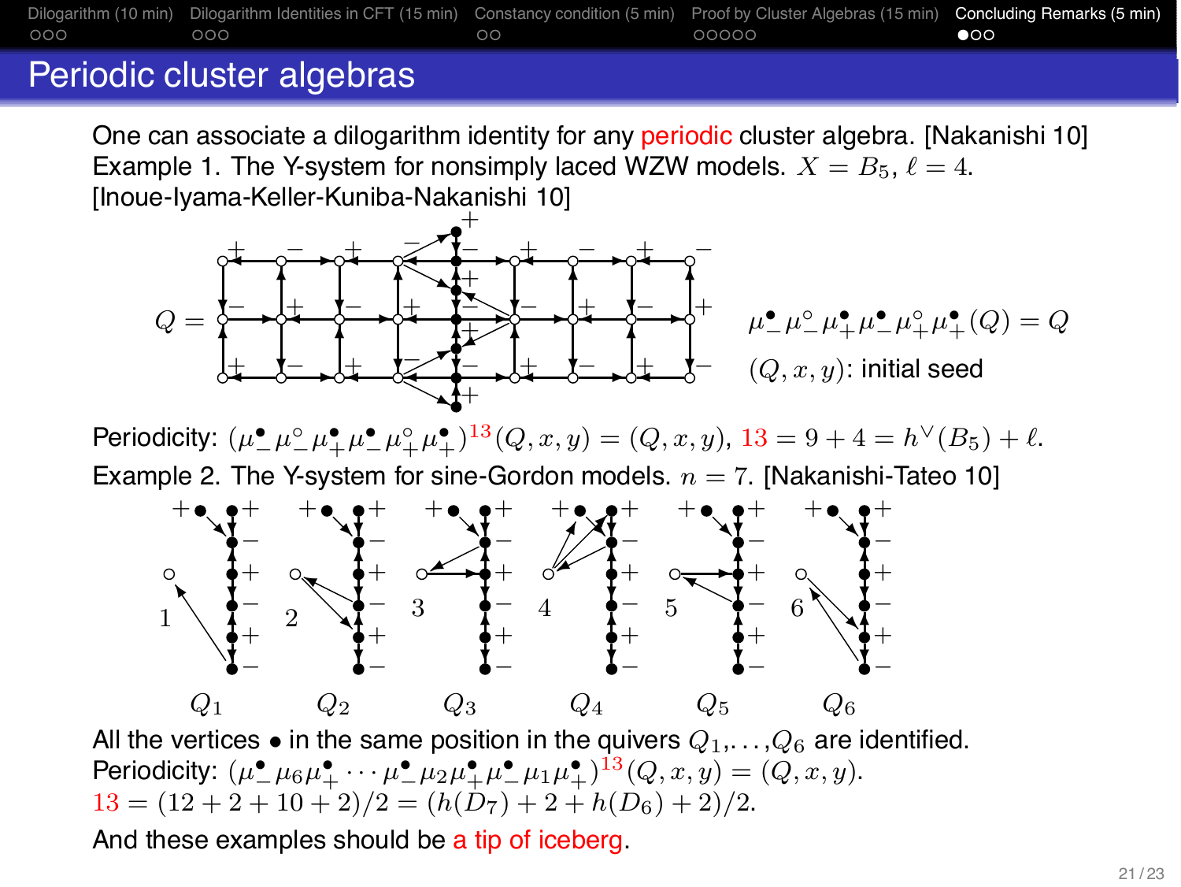# Periodic cluster algebras

One can associate a dilogarithm identity for any periodic cluster algebra. [Nakanishi 10]

Example 1. The Y-system for nonsimply laced WZW models. $X = B_5$, $\ell = 4$. [Inoue-Iyama-Keller-Kuniba-Nakanishi 10]

$Q =$

$\mu^{\bullet}_{-}\mu^{\circ}_{-}\mu^{\bullet}_{+}\mu^{\bullet}_{-}\mu^{\circ}_{+}\mu^{\bullet}_{+}(Q) = Q$

$(Q, x, y)$: initial seed

Periodicity: $(\mu^{\bullet}_{-}\mu^{\circ}_{-}\mu^{\bullet}_{+}\mu^{\bullet}_{-}\mu^{\circ}_{+}\mu^{\bullet}_{+})^{13}(Q, x, y) = (Q, x, y)$, $13 = 9 + 4 = h^{\vee}(B_5) + \ell$.

Example 2. The Y-system for sine-Gordon models. $n = 7$. [Nakanishi-Tateo 10]

$Q_1$ $Q_2$ $Q_3$ $Q_4$ $Q_5$ $Q_6$

All the vertices $\bullet$ in the same position in the quivers $Q_1, \dots, Q_6$ are identified.

Periodicity: $(\mu^{\bullet}_{-}\mu_6\mu^{\bullet}_{+}\cdots\mu^{\bullet}_{-}\mu_2\mu^{\bullet}_{+}\mu^{\bullet}_{-}\mu_1\mu^{\bullet}_{+})^{13}(Q, x, y) = (Q, x, y)$.

$13 = (12 + 2 + 10 + 2)/2 = (h(D_7) + 2 + h(D_6) + 2)/2$.

And these examples should be a tip of iceberg.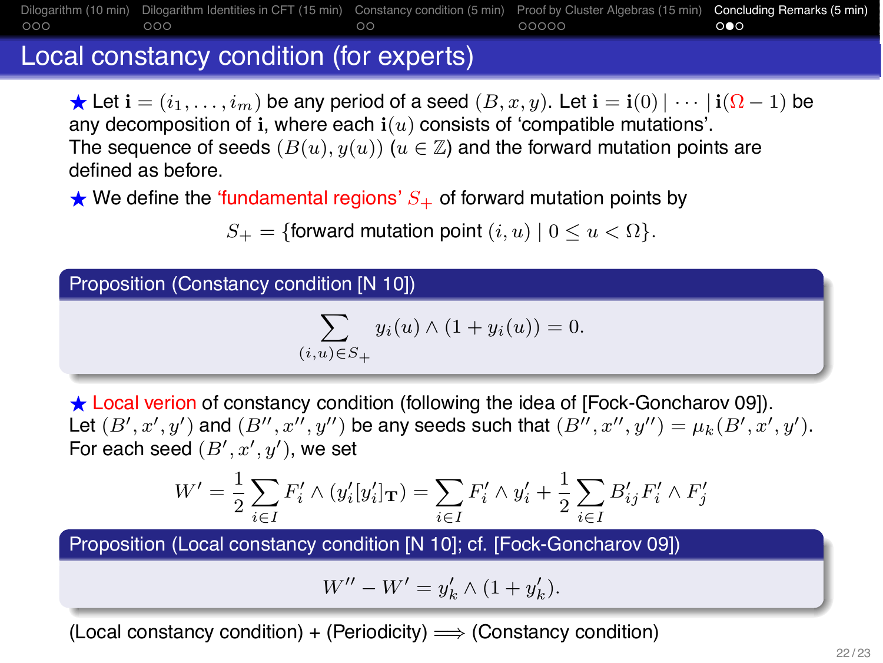# Local constancy condition (for experts)

★ Let $\mathbf{i} = (i_1, \dots, i_m)$ be any period of a seed $(B, x, y)$. Let $\mathbf{i} = \mathbf{i}(0) \mid \cdots \mid \mathbf{i}(\Omega - 1)$ be any decomposition of $\mathbf{i}$, where each $\mathbf{i}(u)$ consists of 'compatible mutations'. The sequence of seeds $(B(u), y(u))$ ($u \in \mathbb{Z}$) and the forward mutation points are defined as before.

★ We define the 'fundamental regions' $S_+$ of forward mutation points by

$$S_+ = \{\text{forward mutation point } (i, u) \mid 0 \le u < \Omega\}.$$

**Proposition (Constancy condition [N 10])**

$$\sum_{(i,u) \in S_+} y_i(u) \wedge (1 + y_i(u)) = 0.$$

★ Local verion of constancy condition (following the idea of [Fock-Goncharov 09]). Let $(B', x', y')$ and $(B'', x'', y'')$ be any seeds such that $(B'', x'', y'') = \mu_k(B', x', y')$. For each seed $(B', x', y')$, we set

$$W' = \frac{1}{2} \sum_{i \in I} F'_i \wedge (y'_i[y'_i]_{\mathbf{T}}) = \sum_{i \in I} F'_i \wedge y'_i + \frac{1}{2} \sum_{i \in I} B'_{ij} F'_i \wedge F'_j$$

**Proposition (Local constancy condition [N 10]; cf. [Fock-Goncharov 09])**

$$W'' - W' = y'_k \wedge (1 + y'_k).$$

(Local constancy condition) + (Periodicity) $\Longrightarrow$ (Constancy condition)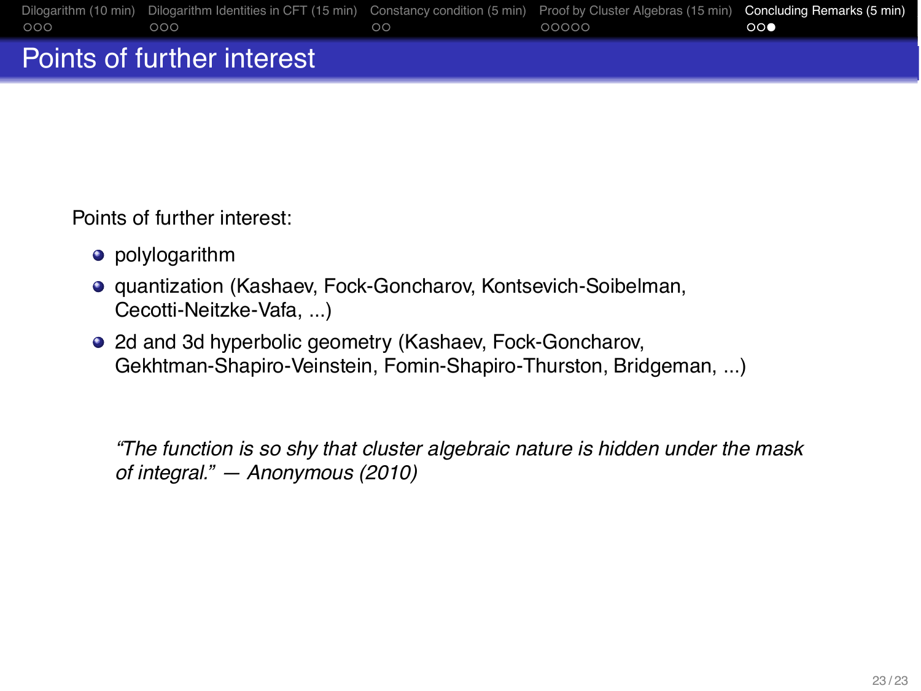# Points of further interest

Points of further interest:

- polylogarithm
- quantization (Kashaev, Fock-Goncharov, Kontsevich-Soibelman, Cecotti-Neitzke-Vafa, ...)
- 2d and 3d hyperbolic geometry (Kashaev, Fock-Goncharov, Gekhtman-Shapiro-Veinstein, Fomin-Shapiro-Thurston, Bridgeman, ...)

*“The function is so shy that cluster algebraic nature is hidden under the mask of integral.” — Anonymous (2010)*